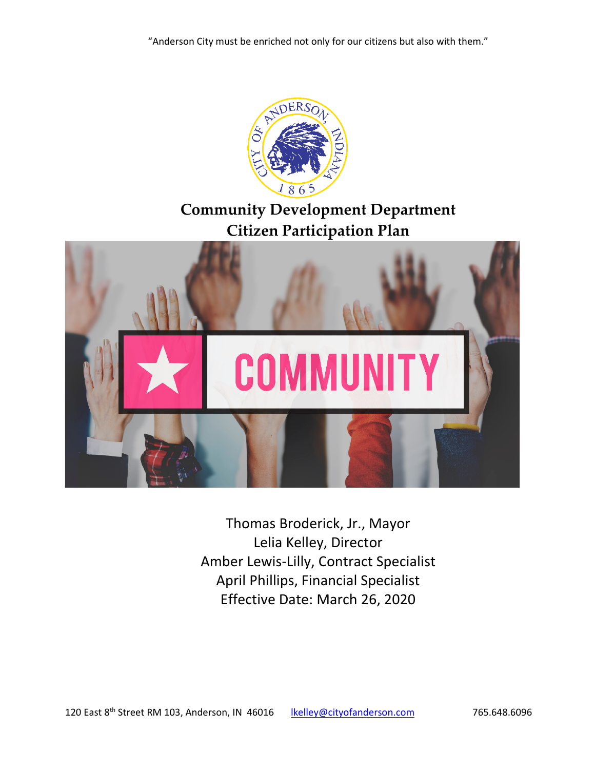"Anderson City must be enriched not only for our citizens but also with them."

# Community Development Department
# Citizen Participation Plan

Thomas Broderick, Jr., Mayor
Lelia Kelley, Director
Amber Lewis-Lilly, Contract Specialist
April Phillips, Financial Specialist
Effective Date: March 26, 2020

120 East 8th Street RM 103, Anderson, IN 46016 lkelley@cityofanderson.com 765.648.6096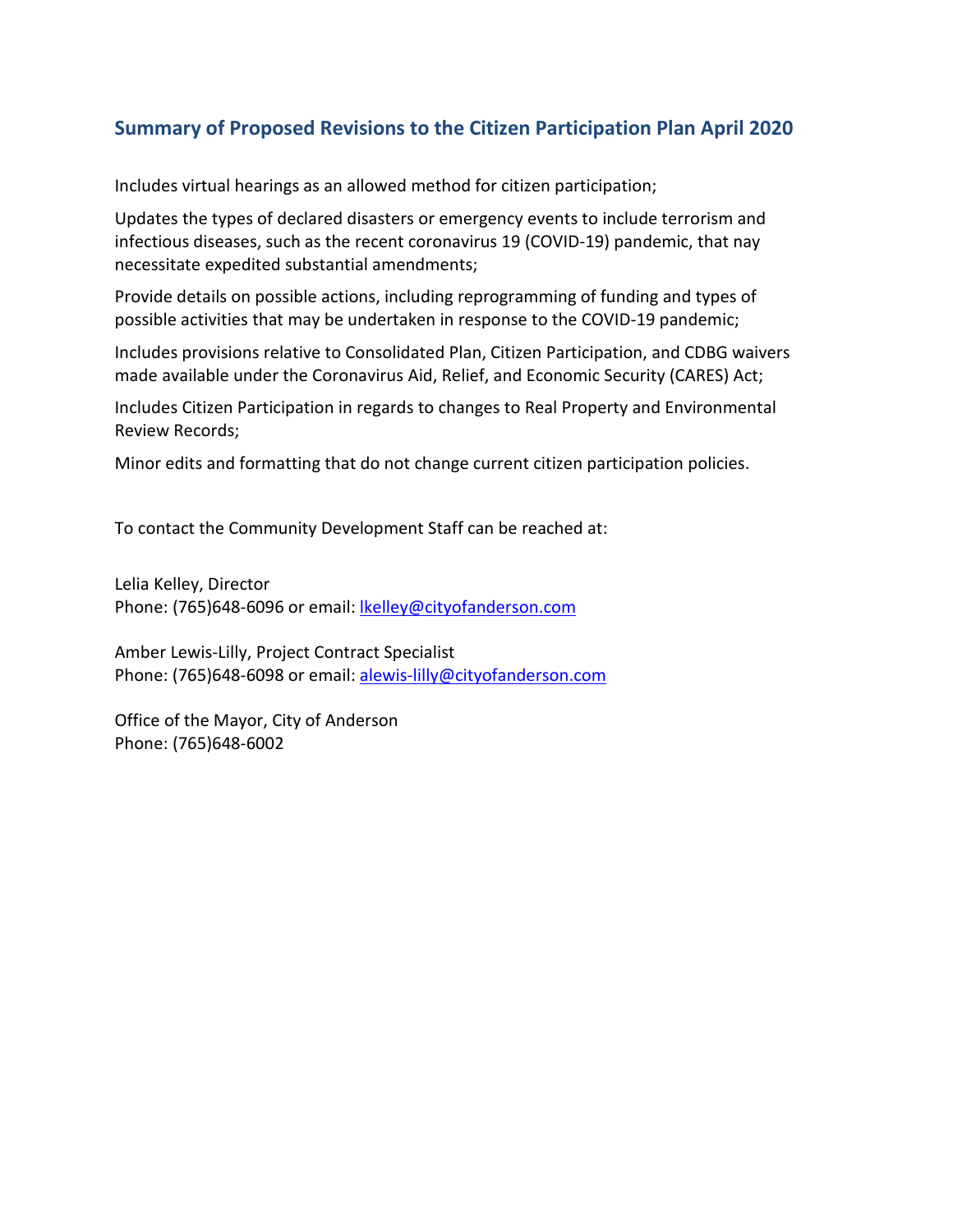## Summary of Proposed Revisions to the Citizen Participation Plan April 2020

Includes virtual hearings as an allowed method for citizen participation;

Updates the types of declared disasters or emergency events to include terrorism and infectious diseases, such as the recent coronavirus 19 (COVID-19) pandemic, that nay necessitate expedited substantial amendments;

Provide details on possible actions, including reprogramming of funding and types of possible activities that may be undertaken in response to the COVID-19 pandemic;

Includes provisions relative to Consolidated Plan, Citizen Participation, and CDBG waivers made available under the Coronavirus Aid, Relief, and Economic Security (CARES) Act;

Includes Citizen Participation in regards to changes to Real Property and Environmental Review Records;

Minor edits and formatting that do not change current citizen participation policies.

To contact the Community Development Staff can be reached at:

Lelia Kelley, Director
Phone: (765)648-6096 or email: lkelley@cityofanderson.com

Amber Lewis-Lilly, Project Contract Specialist
Phone: (765)648-6098 or email: alewis-lilly@cityofanderson.com

Office of the Mayor, City of Anderson
Phone: (765)648-6002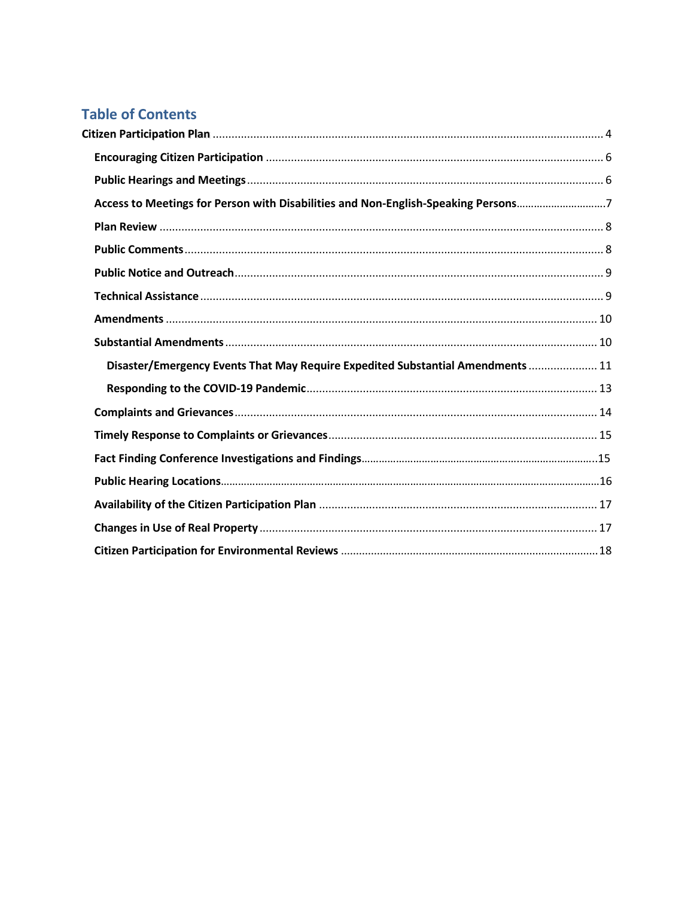## Table of Contents

**Citation Participation Plan** ..... 4

- **Encouraging Citizen Participation** ..... 6
- **Public Hearings and Meetings** ..... 6
- **Access to Meetings for Person with Disabilities and Non-English-Speaking Persons** ..... 7
- **Plan Review** ..... 8
- **Public Comments** ..... 8
- **Public Notice and Outreach** ..... 9
- **Technical Assistance** ..... 9
- **Amendments** ..... 10
- **Substantial Amendments** ..... 10
  - **Disaster/Emergency Events That May Require Expedited Substantial Amendments** ..... 11
  - **Responding to the COVID-19 Pandemic** ..... 13
- **Complaints and Grievances** ..... 14
- **Timely Response to Complaints or Grievances** ..... 15
- **Fact Finding Conference Investigations and Findings** ..... 15
- **Public Hearing Locations** ..... 16
- **Availability of the Citizen Participation Plan** ..... 17
- **Changes in Use of Real Property** ..... 17
- **Citizen Participation for Environmental Reviews** ..... 18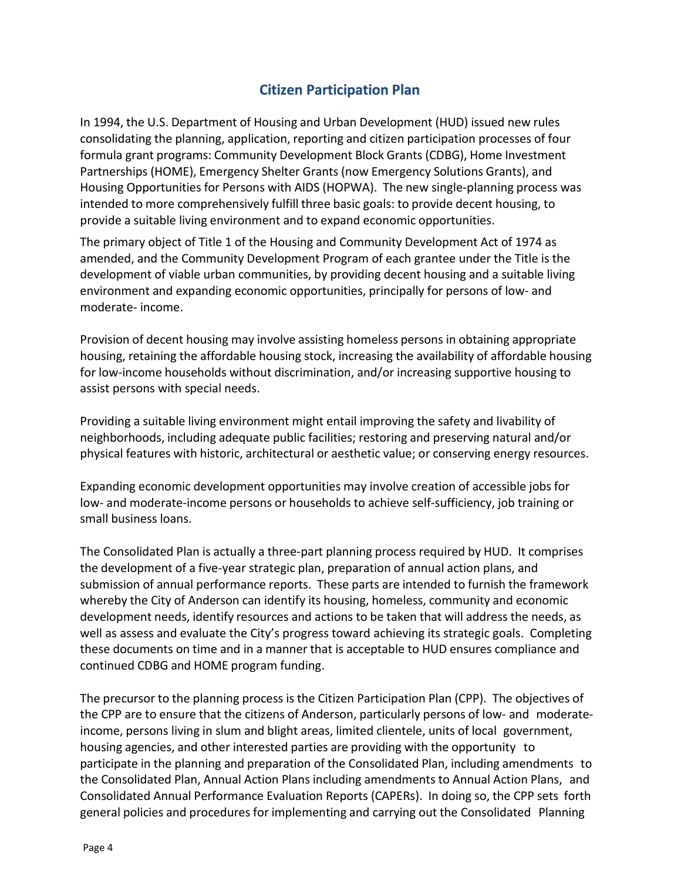# Citizen Participation Plan

In 1994, the U.S. Department of Housing and Urban Development (HUD) issued new rules consolidating the planning, application, reporting and citizen participation processes of four formula grant programs: Community Development Block Grants (CDBG), Home Investment Partnerships (HOME), Emergency Shelter Grants (now Emergency Solutions Grants), and Housing Opportunities for Persons with AIDS (HOPWA). The new single-planning process was intended to more comprehensively fulfill three basic goals: to provide decent housing, to provide a suitable living environment and to expand economic opportunities.

The primary object of Title 1 of the Housing and Community Development Act of 1974 as amended, and the Community Development Program of each grantee under the Title is the development of viable urban communities, by providing decent housing and a suitable living environment and expanding economic opportunities, principally for persons of low- and moderate- income.

Provision of decent housing may involve assisting homeless persons in obtaining appropriate housing, retaining the affordable housing stock, increasing the availability of affordable housing for low-income households without discrimination, and/or increasing supportive housing to assist persons with special needs.

Providing a suitable living environment might entail improving the safety and livability of neighborhoods, including adequate public facilities; restoring and preserving natural and/or physical features with historic, architectural or aesthetic value; or conserving energy resources.

Expanding economic development opportunities may involve creation of accessible jobs for low- and moderate-income persons or households to achieve self-sufficiency, job training or small business loans.

The Consolidated Plan is actually a three-part planning process required by HUD. It comprises the development of a five-year strategic plan, preparation of annual action plans, and submission of annual performance reports. These parts are intended to furnish the framework whereby the City of Anderson can identify its housing, homeless, community and economic development needs, identify resources and actions to be taken that will address the needs, as well as assess and evaluate the City's progress toward achieving its strategic goals. Completing these documents on time and in a manner that is acceptable to HUD ensures compliance and continued CDBG and HOME program funding.

The precursor to the planning process is the Citizen Participation Plan (CPP). The objectives of the CPP are to ensure that the citizens of Anderson, particularly persons of low- and moderate-income, persons living in slum and blight areas, limited clientele, units of local government, housing agencies, and other interested parties are providing with the opportunity to participate in the planning and preparation of the Consolidated Plan, including amendments to the Consolidated Plan, Annual Action Plans including amendments to Annual Action Plans, and Consolidated Annual Performance Evaluation Reports (CAPERs). In doing so, the CPP sets forth general policies and procedures for implementing and carrying out the Consolidated Planning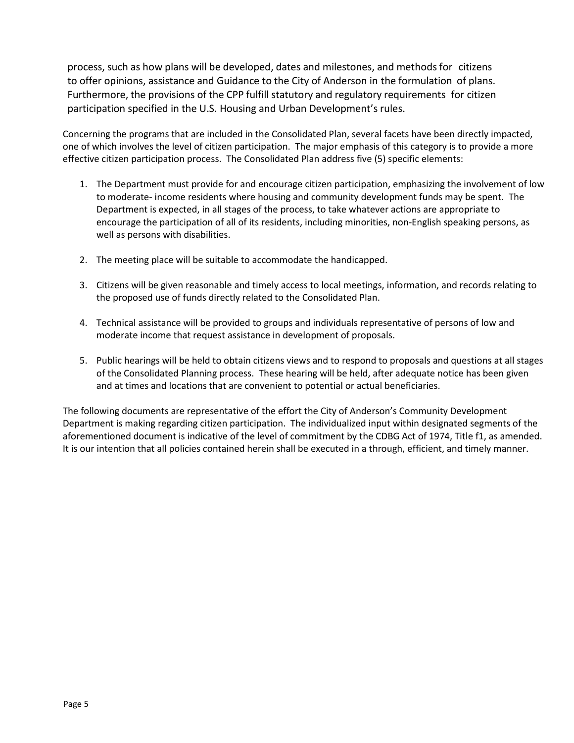process, such as how plans will be developed, dates and milestones, and methods for citizens to offer opinions, assistance and Guidance to the City of Anderson in the formulation of plans. Furthermore, the provisions of the CPP fulfill statutory and regulatory requirements for citizen participation specified in the U.S. Housing and Urban Development's rules.

Concerning the programs that are included in the Consolidated Plan, several facets have been directly impacted, one of which involves the level of citizen participation. The major emphasis of this category is to provide a more effective citizen participation process. The Consolidated Plan address five (5) specific elements:

1. The Department must provide for and encourage citizen participation, emphasizing the involvement of low to moderate- income residents where housing and community development funds may be spent. The Department is expected, in all stages of the process, to take whatever actions are appropriate to encourage the participation of all of its residents, including minorities, non-English speaking persons, as well as persons with disabilities.

2. The meeting place will be suitable to accommodate the handicapped.

3. Citizens will be given reasonable and timely access to local meetings, information, and records relating to the proposed use of funds directly related to the Consolidated Plan.

4. Technical assistance will be provided to groups and individuals representative of persons of low and moderate income that request assistance in development of proposals.

5. Public hearings will be held to obtain citizens views and to respond to proposals and questions at all stages of the Consolidated Planning process. These hearing will be held, after adequate notice has been given and at times and locations that are convenient to potential or actual beneficiaries.

The following documents are representative of the effort the City of Anderson's Community Development Department is making regarding citizen participation. The individualized input within designated segments of the aforementioned document is indicative of the level of commitment by the CDBG Act of 1974, Title f1, as amended. It is our intention that all policies contained herein shall be executed in a through, efficient, and timely manner.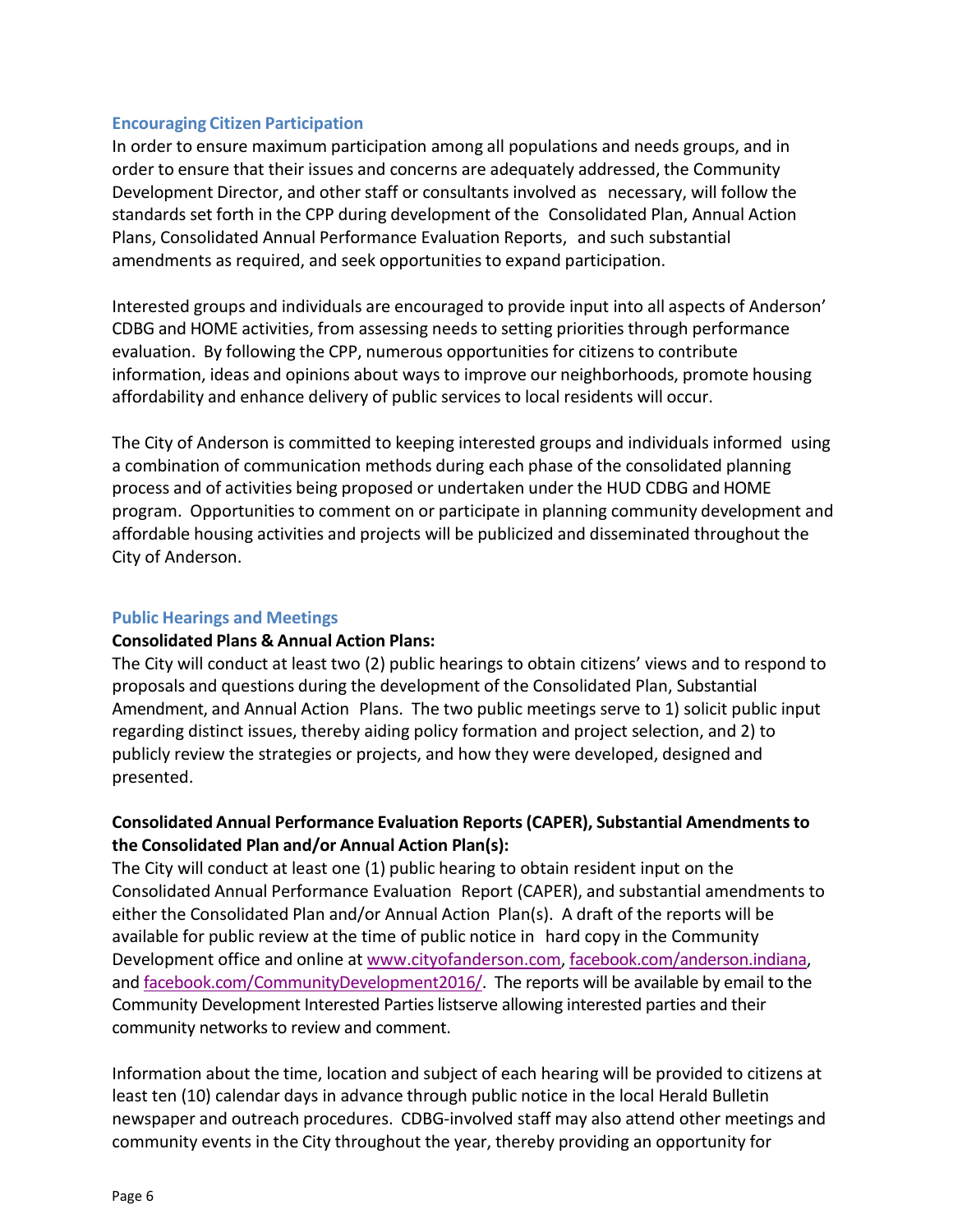### Encouraging Citizen Participation

In order to ensure maximum participation among all populations and needs groups, and in order to ensure that their issues and concerns are adequately addressed, the Community Development Director, and other staff or consultants involved as necessary, will follow the standards set forth in the CPP during development of the Consolidated Plan, Annual Action Plans, Consolidated Annual Performance Evaluation Reports, and such substantial amendments as required, and seek opportunities to expand participation.

Interested groups and individuals are encouraged to provide input into all aspects of Anderson' CDBG and HOME activities, from assessing needs to setting priorities through performance evaluation. By following the CPP, numerous opportunities for citizens to contribute information, ideas and opinions about ways to improve our neighborhoods, promote housing affordability and enhance delivery of public services to local residents will occur.

The City of Anderson is committed to keeping interested groups and individuals informed using a combination of communication methods during each phase of the consolidated planning process and of activities being proposed or undertaken under the HUD CDBG and HOME program. Opportunities to comment on or participate in planning community development and affordable housing activities and projects will be publicized and disseminated throughout the City of Anderson.

### Public Hearings and Meetings

**Consolidated Plans & Annual Action Plans:**

The City will conduct at least two (2) public hearings to obtain citizens' views and to respond to proposals and questions during the development of the Consolidated Plan, Substantial Amendment, and Annual Action Plans. The two public meetings serve to 1) solicit public input regarding distinct issues, thereby aiding policy formation and project selection, and 2) to publicly review the strategies or projects, and how they were developed, designed and presented.

**Consolidated Annual Performance Evaluation Reports (CAPER), Substantial Amendments to the Consolidated Plan and/or Annual Action Plan(s):**

The City will conduct at least one (1) public hearing to obtain resident input on the Consolidated Annual Performance Evaluation Report (CAPER), and substantial amendments to either the Consolidated Plan and/or Annual Action Plan(s). A draft of the reports will be available for public review at the time of public notice in hard copy in the Community Development office and online at [www.cityofanderson.com](http://www.cityofanderson.com), [facebook.com/anderson.indiana](https://facebook.com/anderson.indiana), and [facebook.com/CommunityDevelopment2016/](https://facebook.com/CommunityDevelopment2016/). The reports will be available by email to the Community Development Interested Parties listserve allowing interested parties and their community networks to review and comment.

Information about the time, location and subject of each hearing will be provided to citizens at least ten (10) calendar days in advance through public notice in the local Herald Bulletin newspaper and outreach procedures. CDBG-involved staff may also attend other meetings and community events in the City throughout the year, thereby providing an opportunity for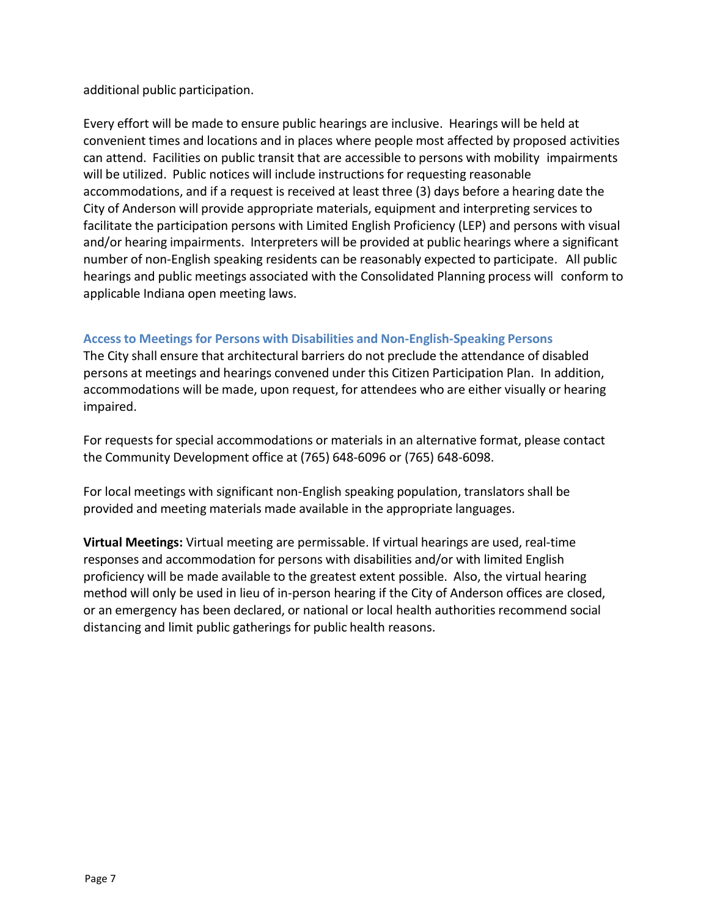additional public participation.

Every effort will be made to ensure public hearings are inclusive. Hearings will be held at convenient times and locations and in places where people most affected by proposed activities can attend. Facilities on public transit that are accessible to persons with mobility impairments will be utilized. Public notices will include instructions for requesting reasonable accommodations, and if a request is received at least three (3) days before a hearing date the City of Anderson will provide appropriate materials, equipment and interpreting services to facilitate the participation persons with Limited English Proficiency (LEP) and persons with visual and/or hearing impairments. Interpreters will be provided at public hearings where a significant number of non-English speaking residents can be reasonably expected to participate. All public hearings and public meetings associated with the Consolidated Planning process will conform to applicable Indiana open meeting laws.

### Access to Meetings for Persons with Disabilities and Non-English-Speaking Persons

The City shall ensure that architectural barriers do not preclude the attendance of disabled persons at meetings and hearings convened under this Citizen Participation Plan. In addition, accommodations will be made, upon request, for attendees who are either visually or hearing impaired.

For requests for special accommodations or materials in an alternative format, please contact the Community Development office at (765) 648-6096 or (765) 648-6098.

For local meetings with significant non-English speaking population, translators shall be provided and meeting materials made available in the appropriate languages.

**Virtual Meetings:** Virtual meeting are permissable. If virtual hearings are used, real-time responses and accommodation for persons with disabilities and/or with limited English proficiency will be made available to the greatest extent possible. Also, the virtual hearing method will only be used in lieu of in-person hearing if the City of Anderson offices are closed, or an emergency has been declared, or national or local health authorities recommend social distancing and limit public gatherings for public health reasons.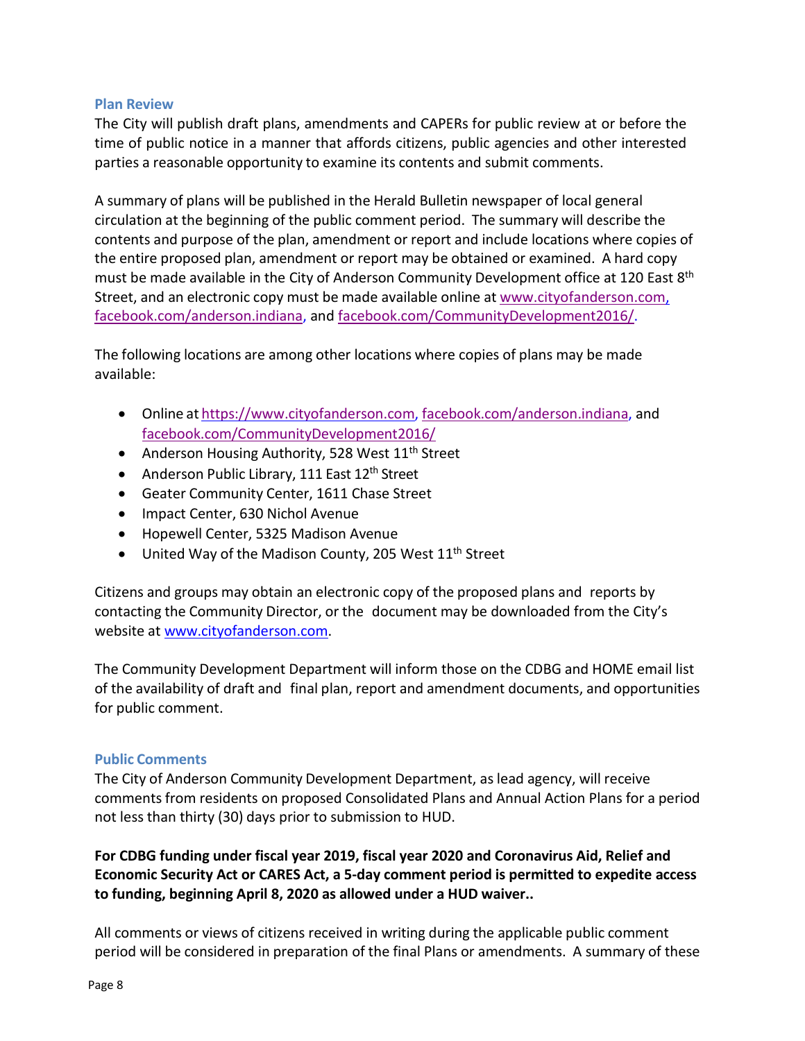### Plan Review

The City will publish draft plans, amendments and CAPERs for public review at or before the time of public notice in a manner that affords citizens, public agencies and other interested parties a reasonable opportunity to examine its contents and submit comments.

A summary of plans will be published in the Herald Bulletin newspaper of local general circulation at the beginning of the public comment period. The summary will describe the contents and purpose of the plan, amendment or report and include locations where copies of the entire proposed plan, amendment or report may be obtained or examined. A hard copy must be made available in the City of Anderson Community Development office at 120 East 8th Street, and an electronic copy must be made available online at www.cityofanderson.com, facebook.com/anderson.indiana, and facebook.com/CommunityDevelopment2016/.

The following locations are among other locations where copies of plans may be made available:

- Online at https://www.cityofanderson.com, facebook.com/anderson.indiana, and facebook.com/CommunityDevelopment2016/
- Anderson Housing Authority, 528 West 11th Street
- Anderson Public Library, 111 East 12th Street
- Geater Community Center, 1611 Chase Street
- Impact Center, 630 Nichol Avenue
- Hopewell Center, 5325 Madison Avenue
- United Way of the Madison County, 205 West 11th Street

Citizens and groups may obtain an electronic copy of the proposed plans and reports by contacting the Community Director, or the document may be downloaded from the City's website at www.cityofanderson.com.

The Community Development Department will inform those on the CDBG and HOME email list of the availability of draft and final plan, report and amendment documents, and opportunities for public comment.

### Public Comments

The City of Anderson Community Development Department, as lead agency, will receive comments from residents on proposed Consolidated Plans and Annual Action Plans for a period not less than thirty (30) days prior to submission to HUD.

**For CDBG funding under fiscal year 2019, fiscal year 2020 and Coronavirus Aid, Relief and Economic Security Act or CARES Act, a 5-day comment period is permitted to expedite access to funding, beginning April 8, 2020 as allowed under a HUD waiver..**

All comments or views of citizens received in writing during the applicable public comment period will be considered in preparation of the final Plans or amendments. A summary of these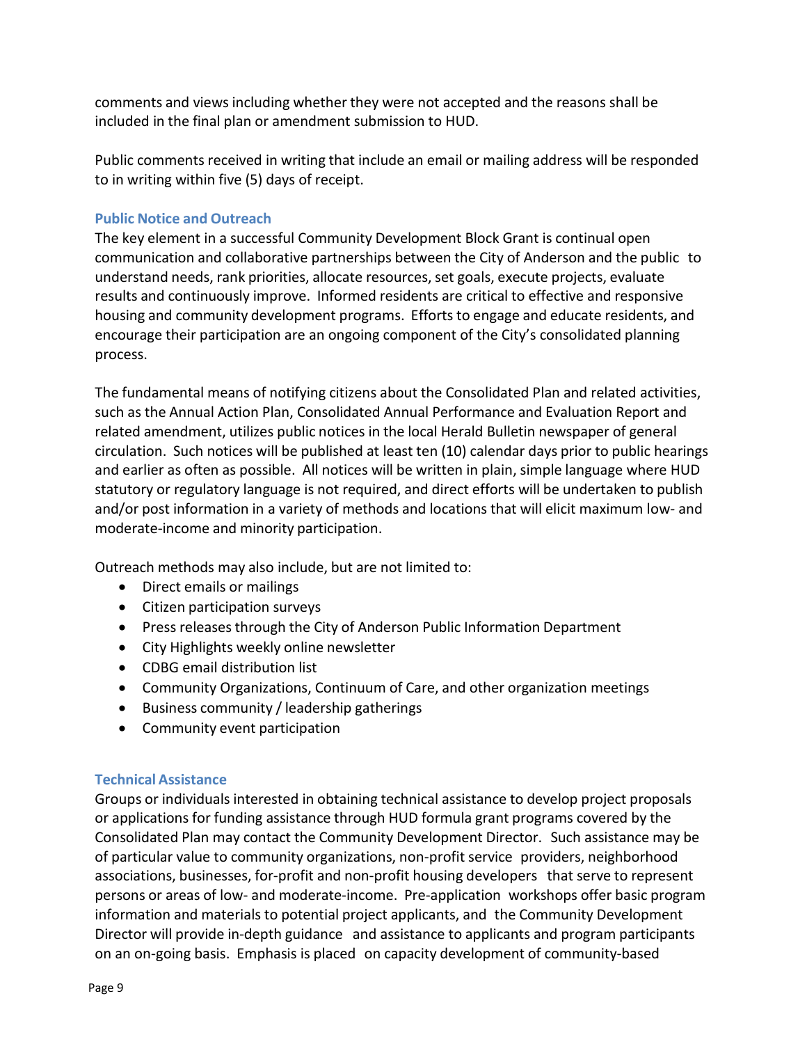comments and views including whether they were not accepted and the reasons shall be included in the final plan or amendment submission to HUD.

Public comments received in writing that include an email or mailing address will be responded to in writing within five (5) days of receipt.

### Public Notice and Outreach

The key element in a successful Community Development Block Grant is continual open communication and collaborative partnerships between the City of Anderson and the public to understand needs, rank priorities, allocate resources, set goals, execute projects, evaluate results and continuously improve. Informed residents are critical to effective and responsive housing and community development programs. Efforts to engage and educate residents, and encourage their participation are an ongoing component of the City's consolidated planning process.

The fundamental means of notifying citizens about the Consolidated Plan and related activities, such as the Annual Action Plan, Consolidated Annual Performance and Evaluation Report and related amendment, utilizes public notices in the local Herald Bulletin newspaper of general circulation. Such notices will be published at least ten (10) calendar days prior to public hearings and earlier as often as possible. All notices will be written in plain, simple language where HUD statutory or regulatory language is not required, and direct efforts will be undertaken to publish and/or post information in a variety of methods and locations that will elicit maximum low- and moderate-income and minority participation.

Outreach methods may also include, but are not limited to:

- Direct emails or mailings
- Citizen participation surveys
- Press releases through the City of Anderson Public Information Department
- City Highlights weekly online newsletter
- CDBG email distribution list
- Community Organizations, Continuum of Care, and other organization meetings
- Business community / leadership gatherings
- Community event participation

### Technical Assistance

Groups or individuals interested in obtaining technical assistance to develop project proposals or applications for funding assistance through HUD formula grant programs covered by the Consolidated Plan may contact the Community Development Director. Such assistance may be of particular value to community organizations, non-profit service providers, neighborhood associations, businesses, for-profit and non-profit housing developers that serve to represent persons or areas of low- and moderate-income. Pre-application workshops offer basic program information and materials to potential project applicants, and the Community Development Director will provide in-depth guidance and assistance to applicants and program participants on an on-going basis. Emphasis is placed on capacity development of community-based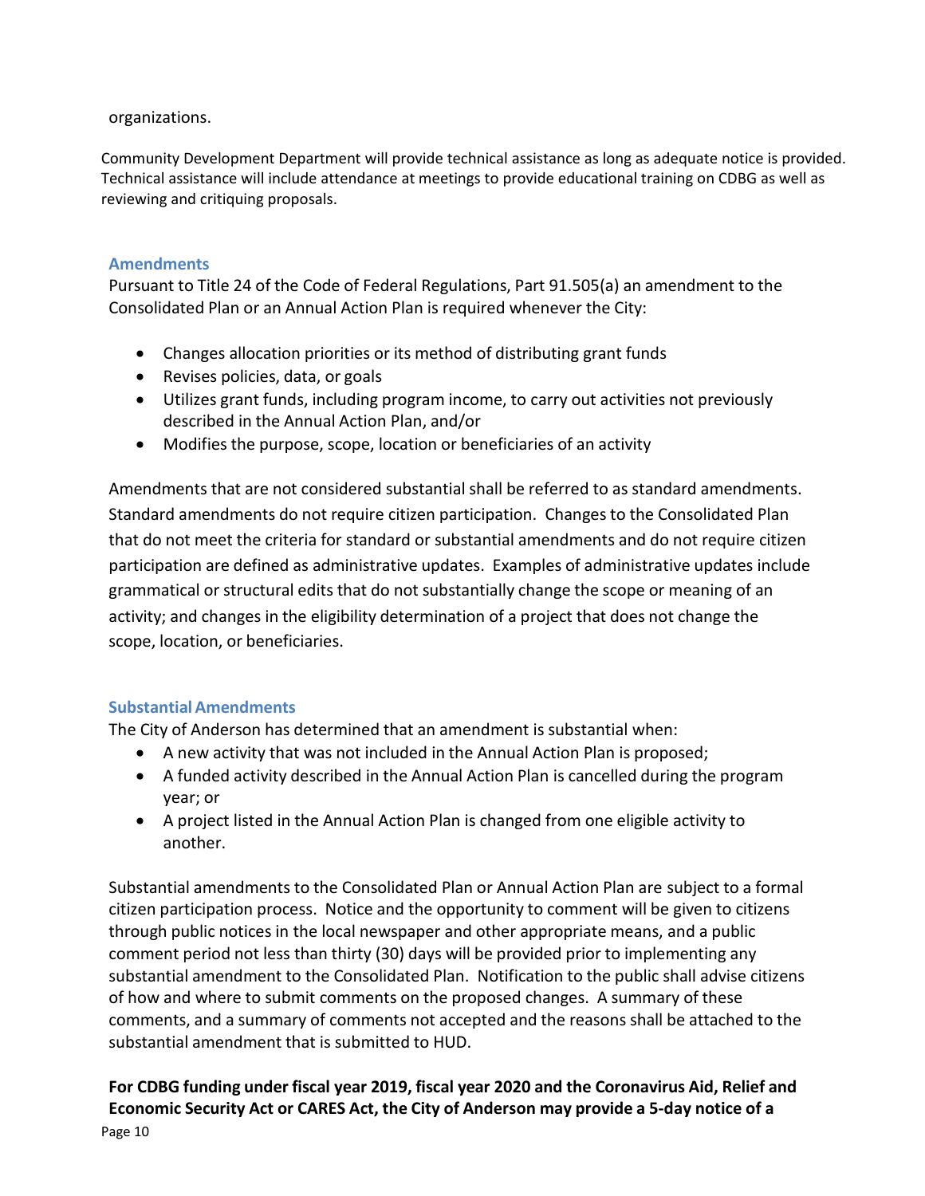organizations.

Community Development Department will provide technical assistance as long as adequate notice is provided. Technical assistance will include attendance at meetings to provide educational training on CDBG as well as reviewing and critiquing proposals.

### Amendments

Pursuant to Title 24 of the Code of Federal Regulations, Part 91.505(a) an amendment to the Consolidated Plan or an Annual Action Plan is required whenever the City:

- Changes allocation priorities or its method of distributing grant funds
- Revises policies, data, or goals
- Utilizes grant funds, including program income, to carry out activities not previously described in the Annual Action Plan, and/or
- Modifies the purpose, scope, location or beneficiaries of an activity

Amendments that are not considered substantial shall be referred to as standard amendments. Standard amendments do not require citizen participation. Changes to the Consolidated Plan that do not meet the criteria for standard or substantial amendments and do not require citizen participation are defined as administrative updates. Examples of administrative updates include grammatical or structural edits that do not substantially change the scope or meaning of an activity; and changes in the eligibility determination of a project that does not change the scope, location, or beneficiaries.

### Substantial Amendments

The City of Anderson has determined that an amendment is substantial when:

- A new activity that was not included in the Annual Action Plan is proposed;
- A funded activity described in the Annual Action Plan is cancelled during the program year; or
- A project listed in the Annual Action Plan is changed from one eligible activity to another.

Substantial amendments to the Consolidated Plan or Annual Action Plan are subject to a formal citizen participation process. Notice and the opportunity to comment will be given to citizens through public notices in the local newspaper and other appropriate means, and a public comment period not less than thirty (30) days will be provided prior to implementing any substantial amendment to the Consolidated Plan. Notification to the public shall advise citizens of how and where to submit comments on the proposed changes. A summary of these comments, and a summary of comments not accepted and the reasons shall be attached to the substantial amendment that is submitted to HUD.

**For CDBG funding under fiscal year 2019, fiscal year 2020 and the Coronavirus Aid, Relief and Economic Security Act or CARES Act, the City of Anderson may provide a 5-day notice of a**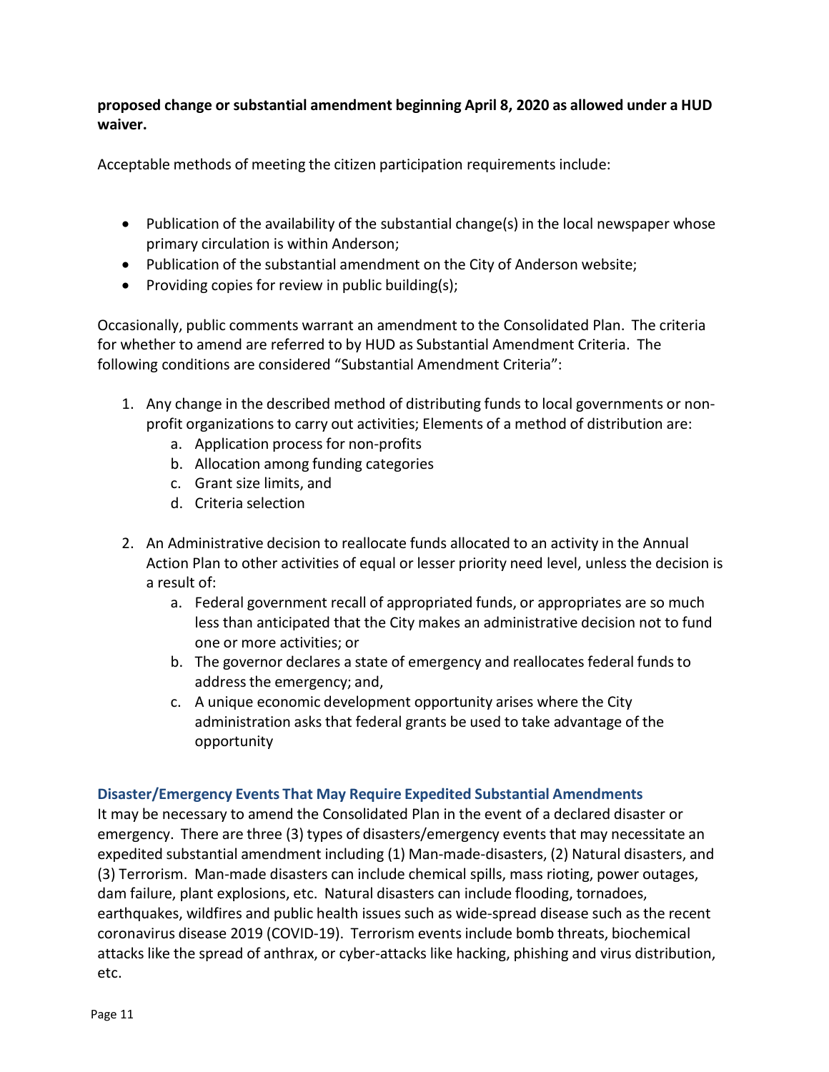**proposed change or substantial amendment beginning April 8, 2020 as allowed under a HUD waiver.**

Acceptable methods of meeting the citizen participation requirements include:

- Publication of the availability of the substantial change(s) in the local newspaper whose primary circulation is within Anderson;
- Publication of the substantial amendment on the City of Anderson website;
- Providing copies for review in public building(s);

Occasionally, public comments warrant an amendment to the Consolidated Plan. The criteria for whether to amend are referred to by HUD as Substantial Amendment Criteria. The following conditions are considered "Substantial Amendment Criteria":

1. Any change in the described method of distributing funds to local governments or non-profit organizations to carry out activities; Elements of a method of distribution are:
   a. Application process for non-profits
   b. Allocation among funding categories
   c. Grant size limits, and
   d. Criteria selection

2. An Administrative decision to reallocate funds allocated to an activity in the Annual Action Plan to other activities of equal or lesser priority need level, unless the decision is a result of:
   a. Federal government recall of appropriated funds, or appropriates are so much less than anticipated that the City makes an administrative decision not to fund one or more activities; or
   b. The governor declares a state of emergency and reallocates federal funds to address the emergency; and,
   c. A unique economic development opportunity arises where the City administration asks that federal grants be used to take advantage of the opportunity

### Disaster/Emergency Events That May Require Expedited Substantial Amendments

It may be necessary to amend the Consolidated Plan in the event of a declared disaster or emergency. There are three (3) types of disasters/emergency events that may necessitate an expedited substantial amendment including (1) Man-made-disasters, (2) Natural disasters, and (3) Terrorism. Man-made disasters can include chemical spills, mass rioting, power outages, dam failure, plant explosions, etc. Natural disasters can include flooding, tornadoes, earthquakes, wildfires and public health issues such as wide-spread disease such as the recent coronavirus disease 2019 (COVID-19). Terrorism events include bomb threats, biochemical attacks like the spread of anthrax, or cyber-attacks like hacking, phishing and virus distribution, etc.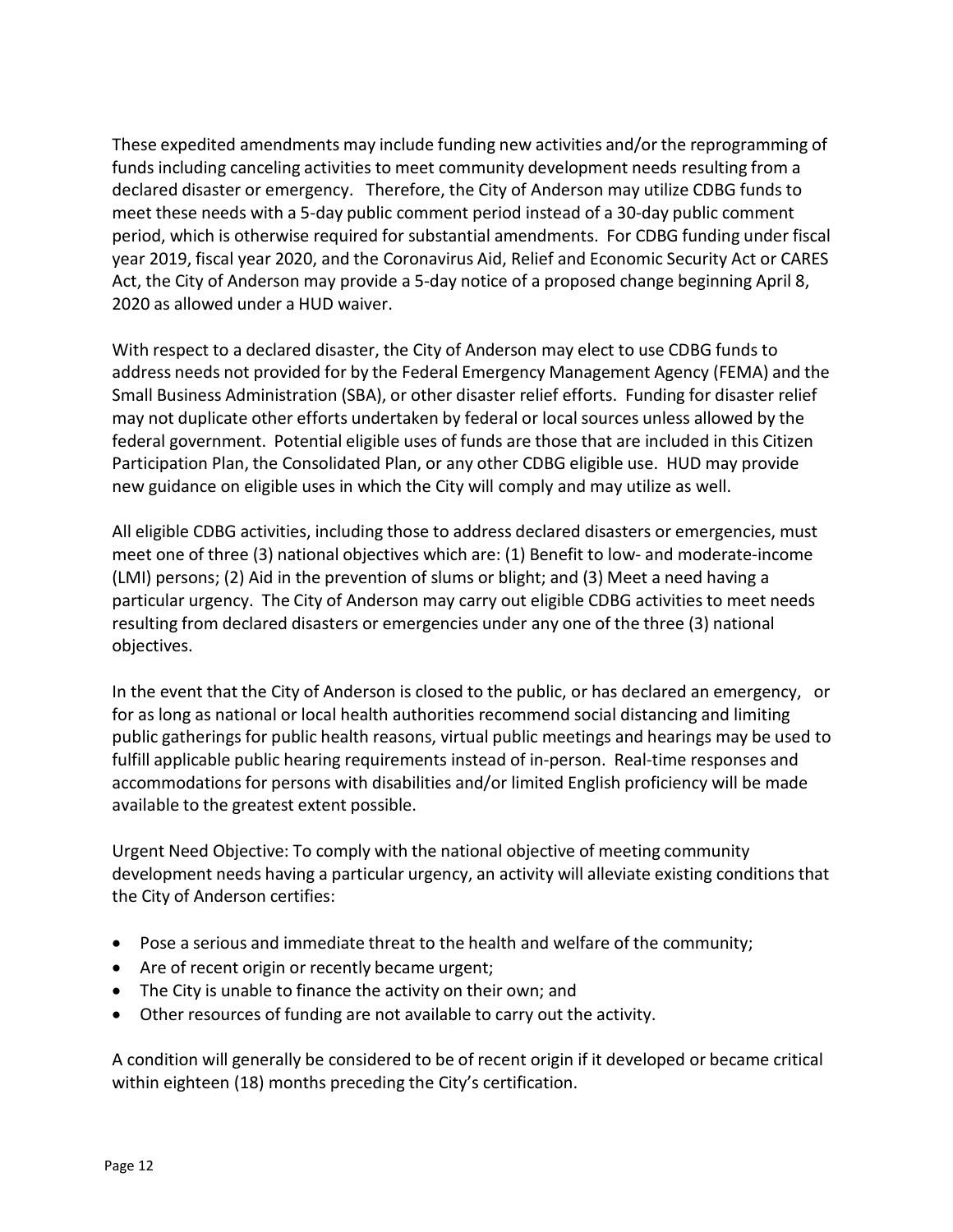These expedited amendments may include funding new activities and/or the reprogramming of funds including canceling activities to meet community development needs resulting from a declared disaster or emergency. Therefore, the City of Anderson may utilize CDBG funds to meet these needs with a 5-day public comment period instead of a 30-day public comment period, which is otherwise required for substantial amendments. For CDBG funding under fiscal year 2019, fiscal year 2020, and the Coronavirus Aid, Relief and Economic Security Act or CARES Act, the City of Anderson may provide a 5-day notice of a proposed change beginning April 8, 2020 as allowed under a HUD waiver.

With respect to a declared disaster, the City of Anderson may elect to use CDBG funds to address needs not provided for by the Federal Emergency Management Agency (FEMA) and the Small Business Administration (SBA), or other disaster relief efforts. Funding for disaster relief may not duplicate other efforts undertaken by federal or local sources unless allowed by the federal government. Potential eligible uses of funds are those that are included in this Citizen Participation Plan, the Consolidated Plan, or any other CDBG eligible use. HUD may provide new guidance on eligible uses in which the City will comply and may utilize as well.

All eligible CDBG activities, including those to address declared disasters or emergencies, must meet one of three (3) national objectives which are: (1) Benefit to low- and moderate-income (LMI) persons; (2) Aid in the prevention of slums or blight; and (3) Meet a need having a particular urgency. The City of Anderson may carry out eligible CDBG activities to meet needs resulting from declared disasters or emergencies under any one of the three (3) national objectives.

In the event that the City of Anderson is closed to the public, or has declared an emergency, or for as long as national or local health authorities recommend social distancing and limiting public gatherings for public health reasons, virtual public meetings and hearings may be used to fulfill applicable public hearing requirements instead of in-person. Real-time responses and accommodations for persons with disabilities and/or limited English proficiency will be made available to the greatest extent possible.

Urgent Need Objective: To comply with the national objective of meeting community development needs having a particular urgency, an activity will alleviate existing conditions that the City of Anderson certifies:

- Pose a serious and immediate threat to the health and welfare of the community;
- Are of recent origin or recently became urgent;
- The City is unable to finance the activity on their own; and
- Other resources of funding are not available to carry out the activity.

A condition will generally be considered to be of recent origin if it developed or became critical within eighteen (18) months preceding the City's certification.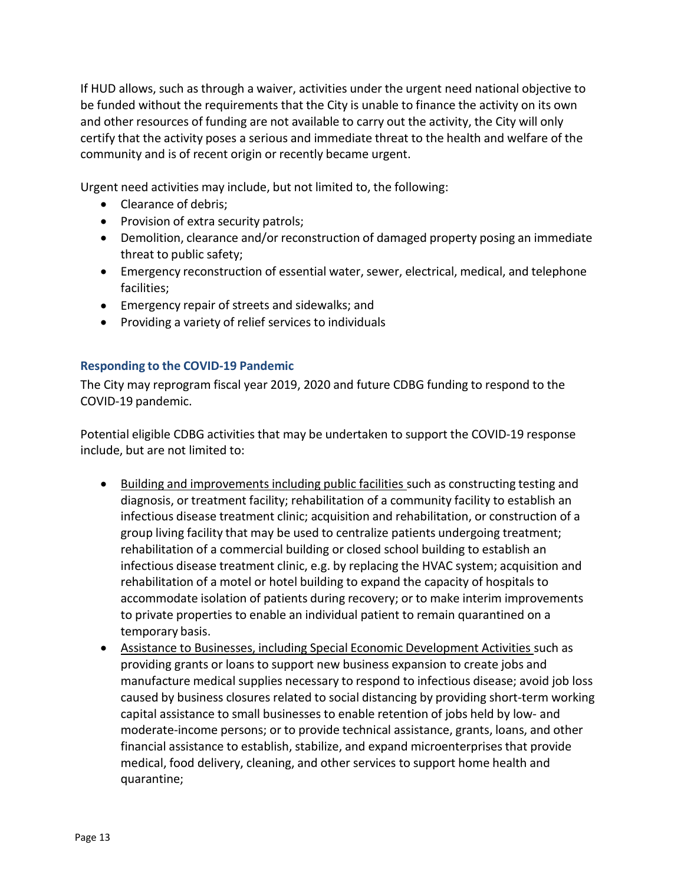If HUD allows, such as through a waiver, activities under the urgent need national objective to be funded without the requirements that the City is unable to finance the activity on its own and other resources of funding are not available to carry out the activity, the City will only certify that the activity poses a serious and immediate threat to the health and welfare of the community and is of recent origin or recently became urgent.

Urgent need activities may include, but not limited to, the following:

- Clearance of debris;
- Provision of extra security patrols;
- Demolition, clearance and/or reconstruction of damaged property posing an immediate threat to public safety;
- Emergency reconstruction of essential water, sewer, electrical, medical, and telephone facilities;
- Emergency repair of streets and sidewalks; and
- Providing a variety of relief services to individuals

### Responding to the COVID-19 Pandemic

The City may reprogram fiscal year 2019, 2020 and future CDBG funding to respond to the COVID-19 pandemic.

Potential eligible CDBG activities that may be undertaken to support the COVID-19 response include, but are not limited to:

- <u>Building and improvements including public facilities</u> such as constructing testing and diagnosis, or treatment facility; rehabilitation of a community facility to establish an infectious disease treatment clinic; acquisition and rehabilitation, or construction of a group living facility that may be used to centralize patients undergoing treatment; rehabilitation of a commercial building or closed school building to establish an infectious disease treatment clinic, e.g. by replacing the HVAC system; acquisition and rehabilitation of a motel or hotel building to expand the capacity of hospitals to accommodate isolation of patients during recovery; or to make interim improvements to private properties to enable an individual patient to remain quarantined on a temporary basis.
- <u>Assistance to Businesses, including Special Economic Development Activities</u> such as providing grants or loans to support new business expansion to create jobs and manufacture medical supplies necessary to respond to infectious disease; avoid job loss caused by business closures related to social distancing by providing short-term working capital assistance to small businesses to enable retention of jobs held by low- and moderate-income persons; or to provide technical assistance, grants, loans, and other financial assistance to establish, stabilize, and expand microenterprises that provide medical, food delivery, cleaning, and other services to support home health and quarantine;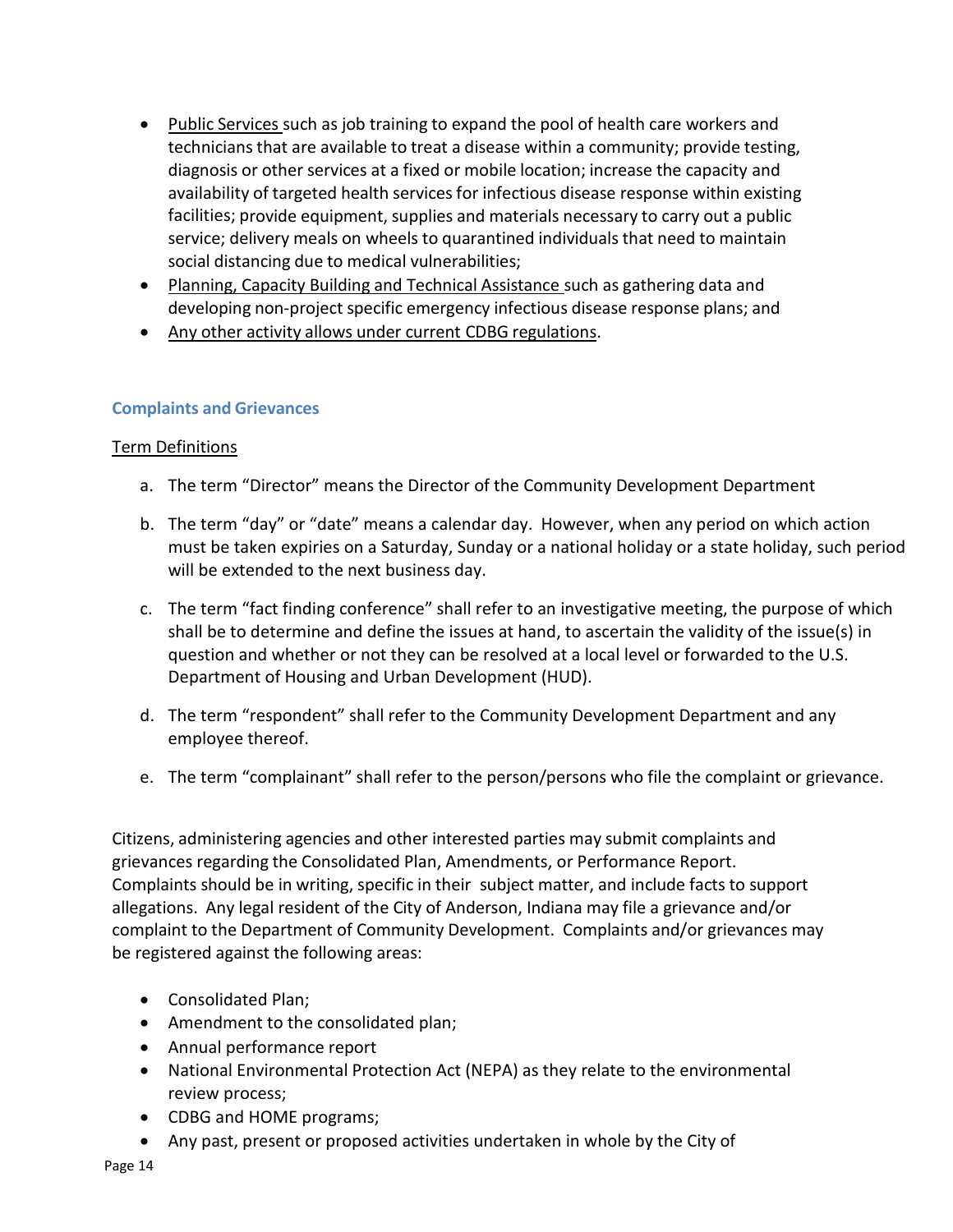- Public Services such as job training to expand the pool of health care workers and technicians that are available to treat a disease within a community; provide testing, diagnosis or other services at a fixed or mobile location; increase the capacity and availability of targeted health services for infectious disease response within existing facilities; provide equipment, supplies and materials necessary to carry out a public service; delivery meals on wheels to quarantined individuals that need to maintain social distancing due to medical vulnerabilities;
- Planning, Capacity Building and Technical Assistance such as gathering data and developing non-project specific emergency infectious disease response plans; and
- Any other activity allows under current CDBG regulations.

### Complaints and Grievances

Term Definitions

a. The term "Director" means the Director of the Community Development Department

b. The term "day" or "date" means a calendar day. However, when any period on which action must be taken expiries on a Saturday, Sunday or a national holiday or a state holiday, such period will be extended to the next business day.

c. The term "fact finding conference" shall refer to an investigative meeting, the purpose of which shall be to determine and define the issues at hand, to ascertain the validity of the issue(s) in question and whether or not they can be resolved at a local level or forwarded to the U.S. Department of Housing and Urban Development (HUD).

d. The term "respondent" shall refer to the Community Development Department and any employee thereof.

e. The term "complainant" shall refer to the person/persons who file the complaint or grievance.

Citizens, administering agencies and other interested parties may submit complaints and grievances regarding the Consolidated Plan, Amendments, or Performance Report. Complaints should be in writing, specific in their subject matter, and include facts to support allegations. Any legal resident of the City of Anderson, Indiana may file a grievance and/or complaint to the Department of Community Development. Complaints and/or grievances may be registered against the following areas:

- Consolidated Plan;
- Amendment to the consolidated plan;
- Annual performance report
- National Environmental Protection Act (NEPA) as they relate to the environmental review process;
- CDBG and HOME programs;
- Any past, present or proposed activities undertaken in whole by the City of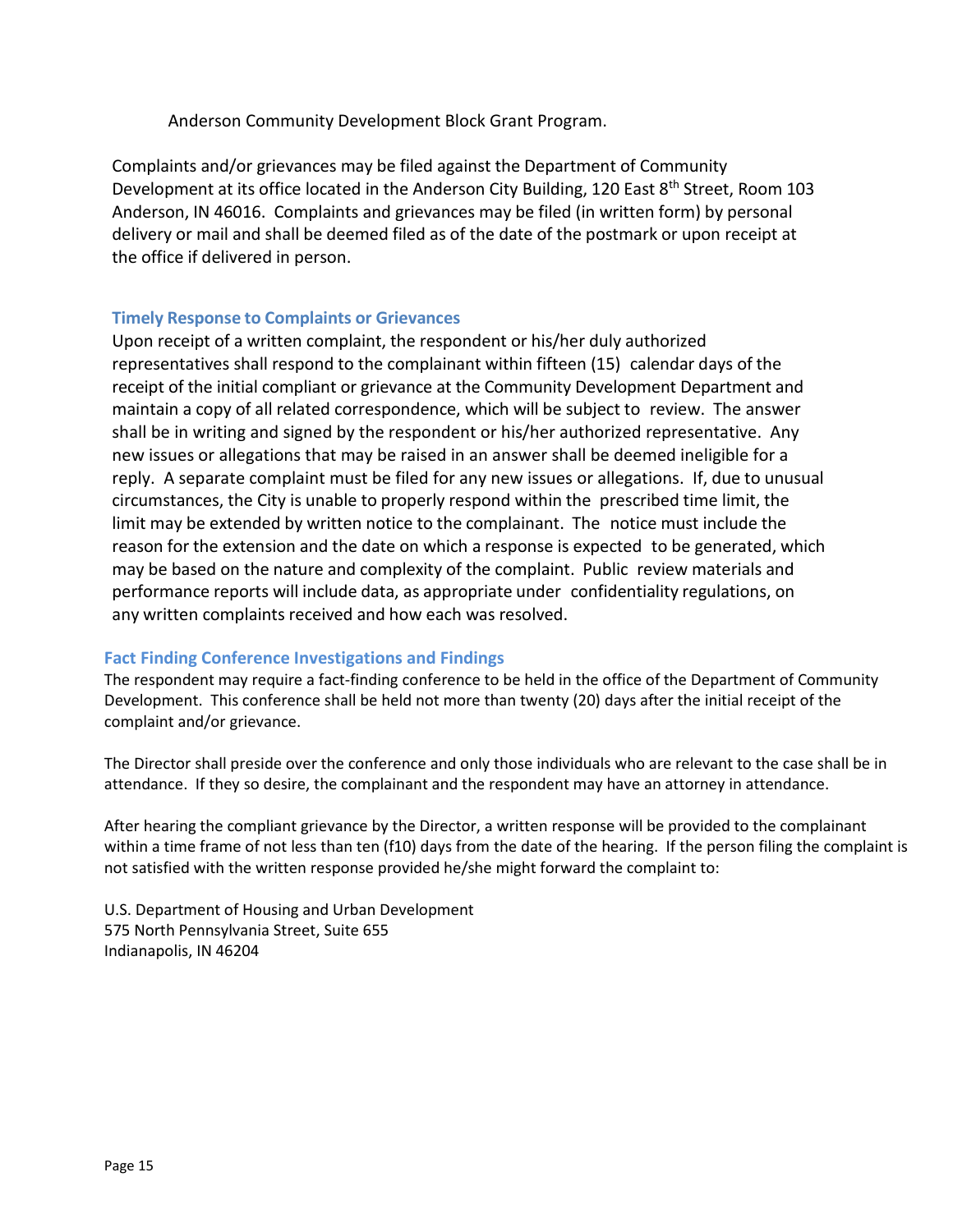Anderson Community Development Block Grant Program.

Complaints and/or grievances may be filed against the Department of Community Development at its office located in the Anderson City Building, 120 East 8th Street, Room 103 Anderson, IN 46016. Complaints and grievances may be filed (in written form) by personal delivery or mail and shall be deemed filed as of the date of the postmark or upon receipt at the office if delivered in person.

### Timely Response to Complaints or Grievances

Upon receipt of a written complaint, the respondent or his/her duly authorized representatives shall respond to the complainant within fifteen (15) calendar days of the receipt of the initial compliant or grievance at the Community Development Department and maintain a copy of all related correspondence, which will be subject to review. The answer shall be in writing and signed by the respondent or his/her authorized representative. Any new issues or allegations that may be raised in an answer shall be deemed ineligible for a reply. A separate complaint must be filed for any new issues or allegations. If, due to unusual circumstances, the City is unable to properly respond within the prescribed time limit, the limit may be extended by written notice to the complainant. The notice must include the reason for the extension and the date on which a response is expected to be generated, which may be based on the nature and complexity of the complaint. Public review materials and performance reports will include data, as appropriate under confidentiality regulations, on any written complaints received and how each was resolved.

### Fact Finding Conference Investigations and Findings

The respondent may require a fact-finding conference to be held in the office of the Department of Community Development. This conference shall be held not more than twenty (20) days after the initial receipt of the complaint and/or grievance.

The Director shall preside over the conference and only those individuals who are relevant to the case shall be in attendance. If they so desire, the complainant and the respondent may have an attorney in attendance.

After hearing the compliant grievance by the Director, a written response will be provided to the complainant within a time frame of not less than ten (f10) days from the date of the hearing. If the person filing the complaint is not satisfied with the written response provided he/she might forward the complaint to:

U.S. Department of Housing and Urban Development
575 North Pennsylvania Street, Suite 655
Indianapolis, IN 46204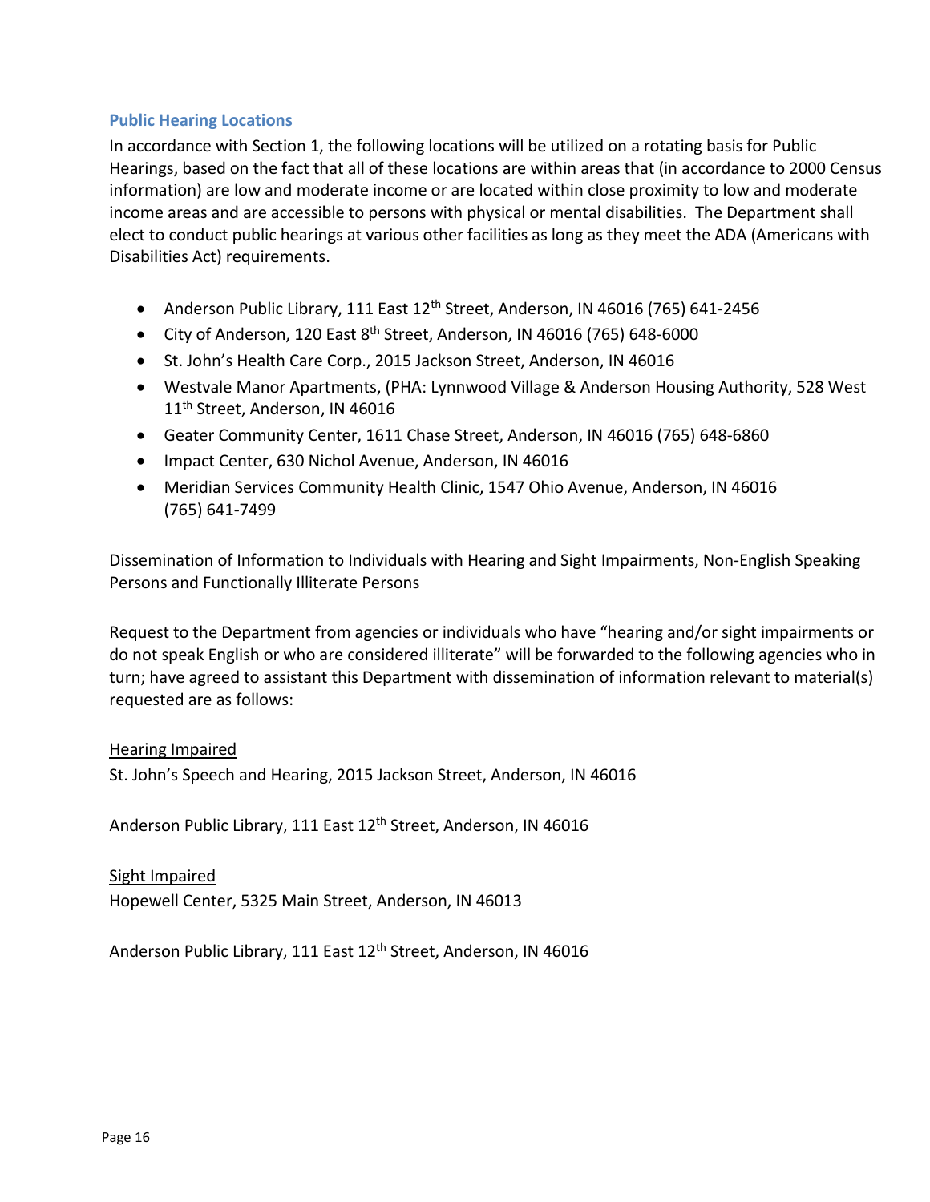### Public Hearing Locations

In accordance with Section 1, the following locations will be utilized on a rotating basis for Public Hearings, based on the fact that all of these locations are within areas that (in accordance to 2000 Census information) are low and moderate income or are located within close proximity to low and moderate income areas and are accessible to persons with physical or mental disabilities. The Department shall elect to conduct public hearings at various other facilities as long as they meet the ADA (Americans with Disabilities Act) requirements.

- Anderson Public Library, 111 East 12th Street, Anderson, IN 46016 (765) 641-2456
- City of Anderson, 120 East 8th Street, Anderson, IN 46016 (765) 648-6000
- St. John's Health Care Corp., 2015 Jackson Street, Anderson, IN 46016
- Westvale Manor Apartments, (PHA: Lynnwood Village & Anderson Housing Authority, 528 West 11th Street, Anderson, IN 46016
- Geater Community Center, 1611 Chase Street, Anderson, IN 46016 (765) 648-6860
- Impact Center, 630 Nichol Avenue, Anderson, IN 46016
- Meridian Services Community Health Clinic, 1547 Ohio Avenue, Anderson, IN 46016 (765) 641-7499

Dissemination of Information to Individuals with Hearing and Sight Impairments, Non-English Speaking Persons and Functionally Illiterate Persons

Request to the Department from agencies or individuals who have "hearing and/or sight impairments or do not speak English or who are considered illiterate" will be forwarded to the following agencies who in turn; have agreed to assistant this Department with dissemination of information relevant to material(s) requested are as follows:

Hearing Impaired

St. John's Speech and Hearing, 2015 Jackson Street, Anderson, IN 46016

Anderson Public Library, 111 East 12th Street, Anderson, IN 46016

Sight Impaired

Hopewell Center, 5325 Main Street, Anderson, IN 46013

Anderson Public Library, 111 East 12th Street, Anderson, IN 46016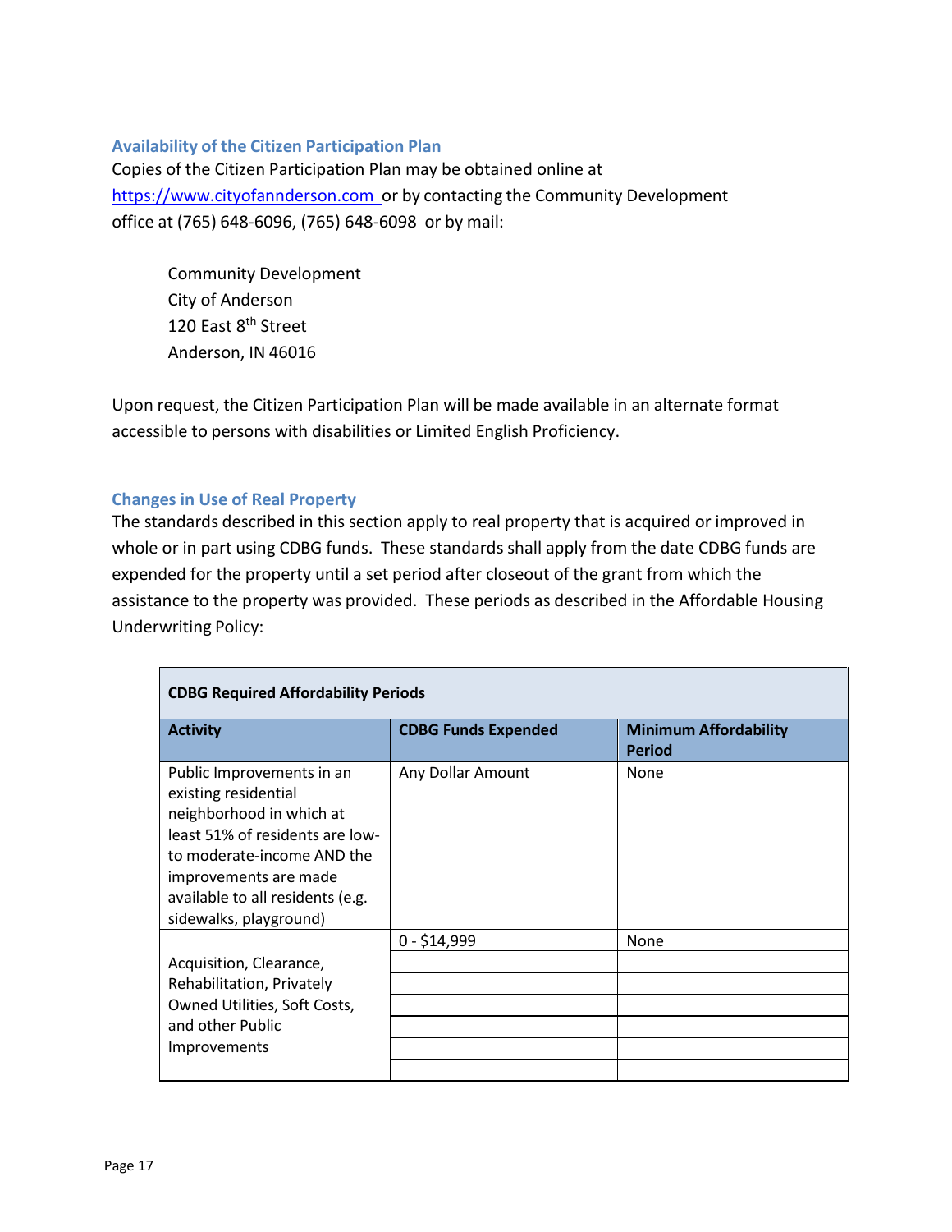### Availability of the Citizen Participation Plan

Copies of the Citizen Participation Plan may be obtained online at https://www.cityofannderson.com or by contacting the Community Development office at (765) 648-6096, (765) 648-6098 or by mail:

Community Development
City of Anderson
120 East 8th Street
Anderson, IN 46016

Upon request, the Citizen Participation Plan will be made available in an alternate format accessible to persons with disabilities or Limited English Proficiency.

### Changes in Use of Real Property

The standards described in this section apply to real property that is acquired or improved in whole or in part using CDBG funds. These standards shall apply from the date CDBG funds are expended for the property until a set period after closeout of the grant from which the assistance to the property was provided. These periods as described in the Affordable Housing Underwriting Policy:

| CDBG Required Affordability Periods | | |
|---|---|---|
| **Activity** | **CDBG Funds Expended** | **Minimum Affordability Period** |
| Public Improvements in an existing residential neighborhood in which at least 51% of residents are low- to moderate-income AND the improvements are made available to all residents (e.g. sidewalks, playground) | Any Dollar Amount | None |
| Acquisition, Clearance, Rehabilitation, Privately Owned Utilities, Soft Costs, and other Public Improvements | 0 - $14,999 | None |
| | | |
| | | |
| | | |
| | | |
| | | |
| | | |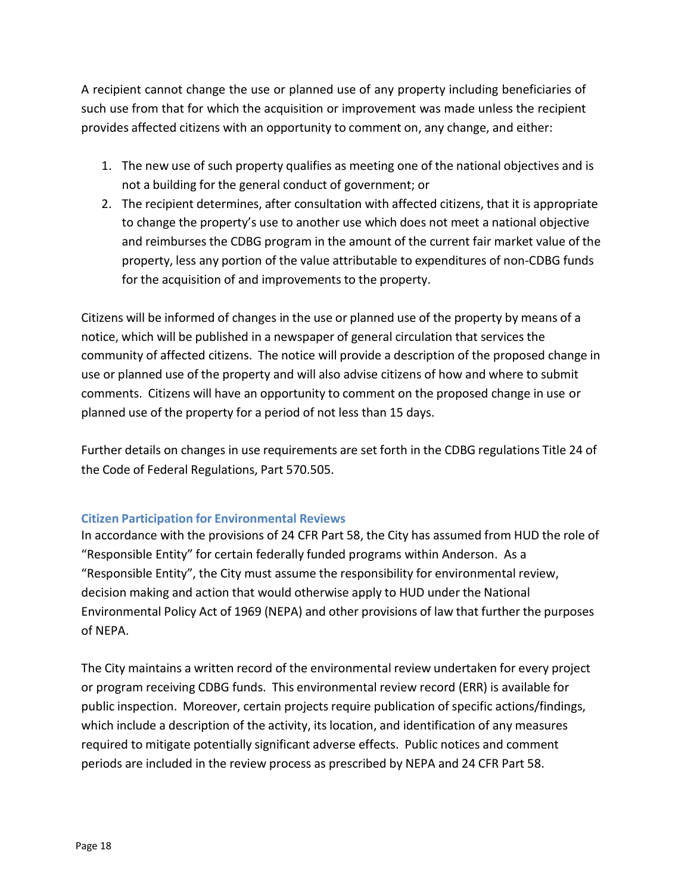A recipient cannot change the use or planned use of any property including beneficiaries of such use from that for which the acquisition or improvement was made unless the recipient provides affected citizens with an opportunity to comment on, any change, and either:

1. The new use of such property qualifies as meeting one of the national objectives and is not a building for the general conduct of government; or
2. The recipient determines, after consultation with affected citizens, that it is appropriate to change the property's use to another use which does not meet a national objective and reimburses the CDBG program in the amount of the current fair market value of the property, less any portion of the value attributable to expenditures of non-CDBG funds for the acquisition of and improvements to the property.

Citizens will be informed of changes in the use or planned use of the property by means of a notice, which will be published in a newspaper of general circulation that services the community of affected citizens. The notice will provide a description of the proposed change in use or planned use of the property and will also advise citizens of how and where to submit comments. Citizens will have an opportunity to comment on the proposed change in use or planned use of the property for a period of not less than 15 days.

Further details on changes in use requirements are set forth in the CDBG regulations Title 24 of the Code of Federal Regulations, Part 570.505.

### Citizen Participation for Environmental Reviews

In accordance with the provisions of 24 CFR Part 58, the City has assumed from HUD the role of "Responsible Entity" for certain federally funded programs within Anderson. As a "Responsible Entity", the City must assume the responsibility for environmental review, decision making and action that would otherwise apply to HUD under the National Environmental Policy Act of 1969 (NEPA) and other provisions of law that further the purposes of NEPA.

The City maintains a written record of the environmental review undertaken for every project or program receiving CDBG funds. This environmental review record (ERR) is available for public inspection. Moreover, certain projects require publication of specific actions/findings, which include a description of the activity, its location, and identification of any measures required to mitigate potentially significant adverse effects. Public notices and comment periods are included in the review process as prescribed by NEPA and 24 CFR Part 58.